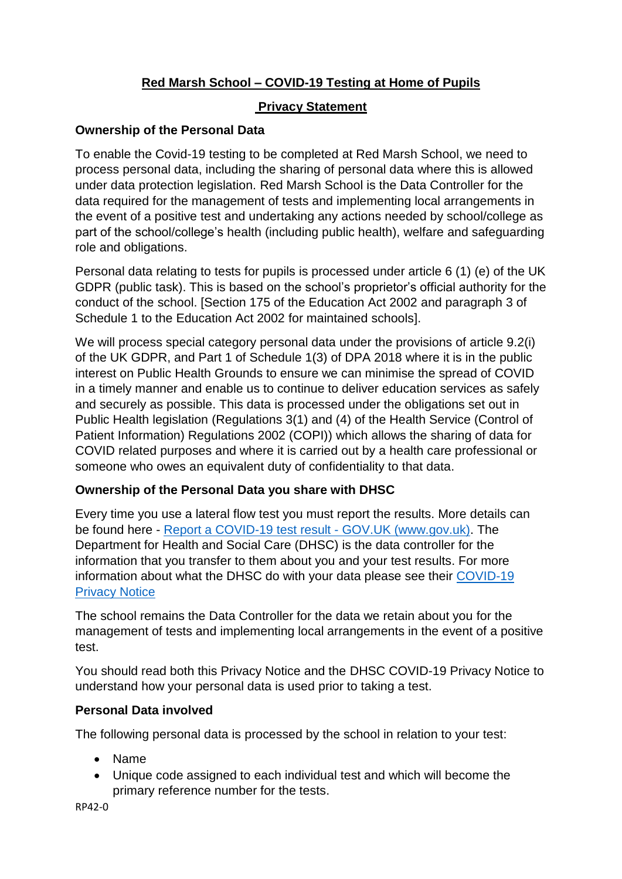**Red Marsh School – COVID-19 Testing at Home of Pupils**

**Privacy Statement**

**Ownership of the Personal Data**

To enable the Covid-19 testing to be completed at Red Marsh School, we need to process personal data, including the sharing of personal data where this is allowed under data protection legislation. Red Marsh School is the Data Controller for the data required for the management of tests and implementing local arrangements in the event of a positive test and undertaking any actions needed by school/college as part of the school/college's health (including public health), welfare and safeguarding role and obligations.

Personal data relating to tests for pupils is processed under article 6 (1) (e) of the UK GDPR (public task). This is based on the school's proprietor's official authority for the conduct of the school. [Section 175 of the Education Act 2002 and paragraph 3 of Schedule 1 to the Education Act 2002 for maintained schools].

We will process special category personal data under the provisions of article 9.2(i) of the UK GDPR, and Part 1 of Schedule 1(3) of DPA 2018 where it is in the public interest on Public Health Grounds to ensure we can minimise the spread of COVID in a timely manner and enable us to continue to deliver education services as safely and securely as possible. This data is processed under the obligations set out in Public Health legislation (Regulations 3(1) and (4) of the Health Service (Control of Patient Information) Regulations 2002 (COPI)) which allows the sharing of data for COVID related purposes and where it is carried out by a health care professional or someone who owes an equivalent duty of confidentiality to that data.

**Ownership of the Personal Data you share with DHSC**

Every time you use a lateral flow test you must report the results. More details can be found here - Report a COVID-19 test result - GOV.UK (www.gov.uk). The Department for Health and Social Care (DHSC) is the data controller for the information that you transfer to them about you and your test results. For more information about what the DHSC do with your data please see their COVID-19 Privacy Notice

The school remains the Data Controller for the data we retain about you for the management of tests and implementing local arrangements in the event of a positive test.

You should read both this Privacy Notice and the DHSC COVID-19 Privacy Notice to understand how your personal data is used prior to taking a test.

**Personal Data involved**

The following personal data is processed by the school in relation to your test:

- Name
- Unique code assigned to each individual test and which will become the primary reference number for the tests.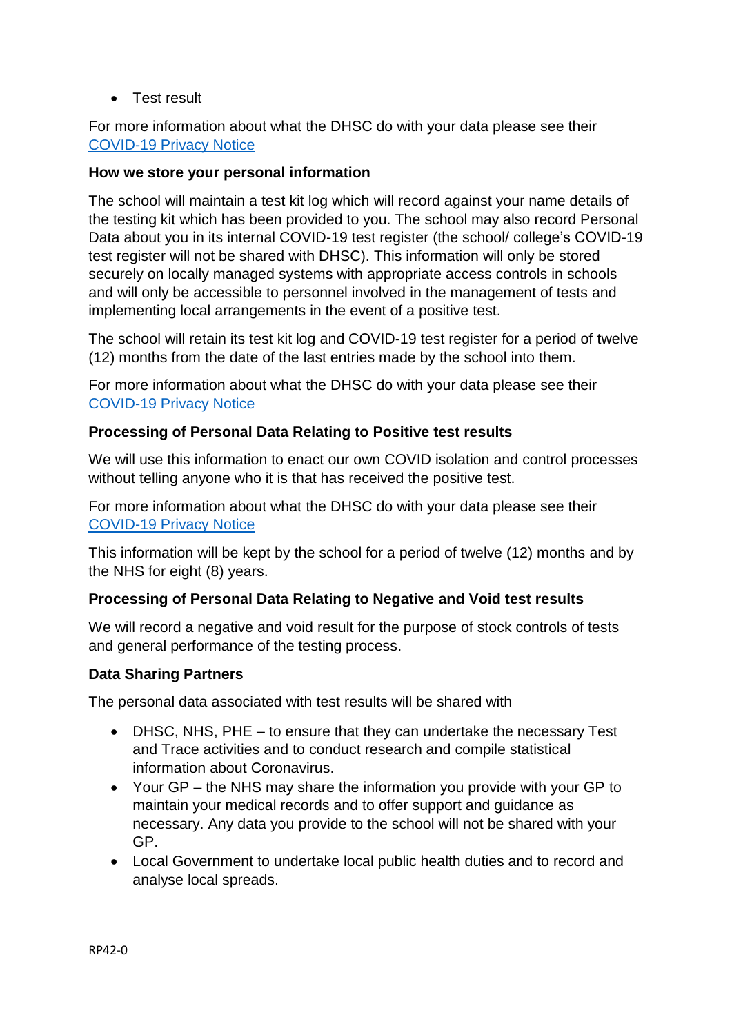- Test result

For more information about what the DHSC do with your data please see their [COVID-19 Privacy Notice]()

**How we store your personal information**

The school will maintain a test kit log which will record against your name details of the testing kit which has been provided to you. The school may also record Personal Data about you in its internal COVID-19 test register (the school/ college's COVID-19 test register will not be shared with DHSC). This information will only be stored securely on locally managed systems with appropriate access controls in schools and will only be accessible to personnel involved in the management of tests and implementing local arrangements in the event of a positive test.

The school will retain its test kit log and COVID-19 test register for a period of twelve (12) months from the date of the last entries made by the school into them.

For more information about what the DHSC do with your data please see their [COVID-19 Privacy Notice]()

**Processing of Personal Data Relating to Positive test results**

We will use this information to enact our own COVID isolation and control processes without telling anyone who it is that has received the positive test.

For more information about what the DHSC do with your data please see their [COVID-19 Privacy Notice]()

This information will be kept by the school for a period of twelve (12) months and by the NHS for eight (8) years.

**Processing of Personal Data Relating to Negative and Void test results**

We will record a negative and void result for the purpose of stock controls of tests and general performance of the testing process.

**Data Sharing Partners**

The personal data associated with test results will be shared with

- DHSC, NHS, PHE – to ensure that they can undertake the necessary Test and Trace activities and to conduct research and compile statistical information about Coronavirus.
- Your GP – the NHS may share the information you provide with your GP to maintain your medical records and to offer support and guidance as necessary. Any data you provide to the school will not be shared with your GP.
- Local Government to undertake local public health duties and to record and analyse local spreads.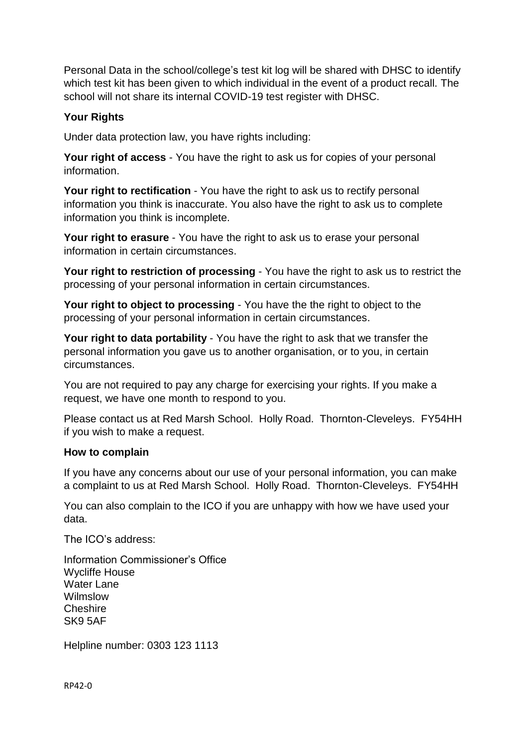Personal Data in the school/college's test kit log will be shared with DHSC to identify which test kit has been given to which individual in the event of a product recall. The school will not share its internal COVID-19 test register with DHSC.

**Your Rights**

Under data protection law, you have rights including:

**Your right of access** - You have the right to ask us for copies of your personal information.

**Your right to rectification** - You have the right to ask us to rectify personal information you think is inaccurate. You also have the right to ask us to complete information you think is incomplete.

**Your right to erasure** - You have the right to ask us to erase your personal information in certain circumstances.

**Your right to restriction of processing** - You have the right to ask us to restrict the processing of your personal information in certain circumstances.

**Your right to object to processing** - You have the the right to object to the processing of your personal information in certain circumstances.

**Your right to data portability** - You have the right to ask that we transfer the personal information you gave us to another organisation, or to you, in certain circumstances.

You are not required to pay any charge for exercising your rights. If you make a request, we have one month to respond to you.

Please contact us at Red Marsh School. Holly Road. Thornton-Cleveleys. FY54HH if you wish to make a request.

**How to complain**

If you have any concerns about our use of your personal information, you can make a complaint to us at Red Marsh School. Holly Road. Thornton-Cleveleys. FY54HH

You can also complain to the ICO if you are unhappy with how we have used your data.

The ICO's address:

Information Commissioner's Office
Wycliffe House
Water Lane
Wilmslow
Cheshire
SK9 5AF

Helpline number: 0303 123 1113

RP42-0